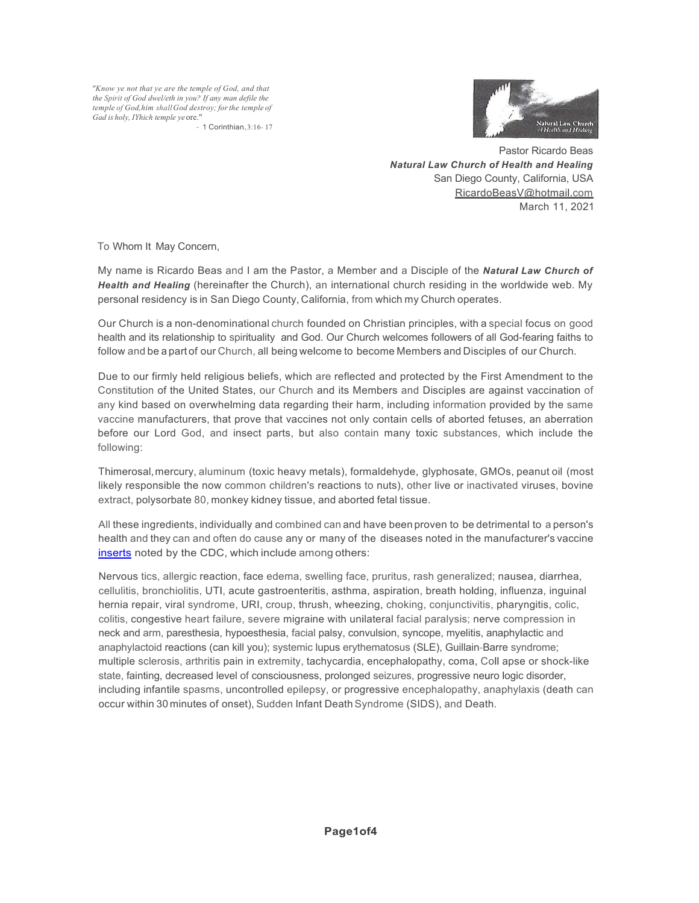*"Know ye not that ye are the temple of God, and that the Spirit of God dwel/eth in you? If any man defile the temple of God,him shall God destroy; for the temple of Gad is holy, IYhich temple ye* ore."
- 1 Corinthian, 3:16- 17

Pastor Ricardo Beas
***Natural Law Church of Health and Healing***
San Diego County, California, USA
RicardoBeasV@hotmail.com
March 11, 2021

To Whom It May Concern,

My name is Ricardo Beas and I am the Pastor, a Member and a Disciple of the ***Natural Law Church of Health and Healing*** (hereinafter the Church), an international church residing in the worldwide web. My personal residency is in San Diego County, California, from which my Church operates.

Our Church is a non-denominational church founded on Christian principles, with a special focus on good health and its relationship to spirituality and God. Our Church welcomes followers of all God-fearing faiths to follow and be a part of our Church, all being welcome to become Members and Disciples of our Church.

Due to our firmly held religious beliefs, which are reflected and protected by the First Amendment to the Constitution of the United States, our Church and its Members and Disciples are against vaccination of any kind based on overwhelming data regarding their harm, including information provided by the same vaccine manufacturers, that prove that vaccines not only contain cells of aborted fetuses, an aberration before our Lord God, and insect parts, but also contain many toxic substances, which include the following:

Thimerosal, mercury, aluminum (toxic heavy metals), formaldehyde, glyphosate, GMOs, peanut oil (most likely responsible the now common children's reactions to nuts), other live or inactivated viruses, bovine extract, polysorbate 80, monkey kidney tissue, and aborted fetal tissue.

All these ingredients, individually and combined can and have been proven to be detrimental to a person's health and they can and often do cause any or many of the diseases noted in the manufacturer's vaccine inserts noted by the CDC, which include among others:

Nervous tics, allergic reaction, face edema, swelling face, pruritus, rash generalized; nausea, diarrhea, cellulitis, bronchiolitis, UTI, acute gastroenteritis, asthma, aspiration, breath holding, influenza, inguinal hernia repair, viral syndrome, URI, croup, thrush, wheezing, choking, conjunctivitis, pharyngitis, colic, colitis, congestive heart failure, severe migraine with unilateral facial paralysis; nerve compression in neck and arm, paresthesia, hypoesthesia, facial palsy, convulsion, syncope, myelitis, anaphylactic and anaphylactoid reactions (can kill you); systemic lupus erythematosus (SLE), Guillain-Barre syndrome; multiple sclerosis, arthritis pain in extremity, tachycardia, encephalopathy, coma, Coll apse or shock-like state, fainting, decreased level of consciousness, prolonged seizures, progressive neuro logic disorder, including infantile spasms, uncontrolled epilepsy, or progressive encephalopathy, anaphylaxis (death can occur within 30 minutes of onset), Sudden Infant Death Syndrome (SIDS), and Death.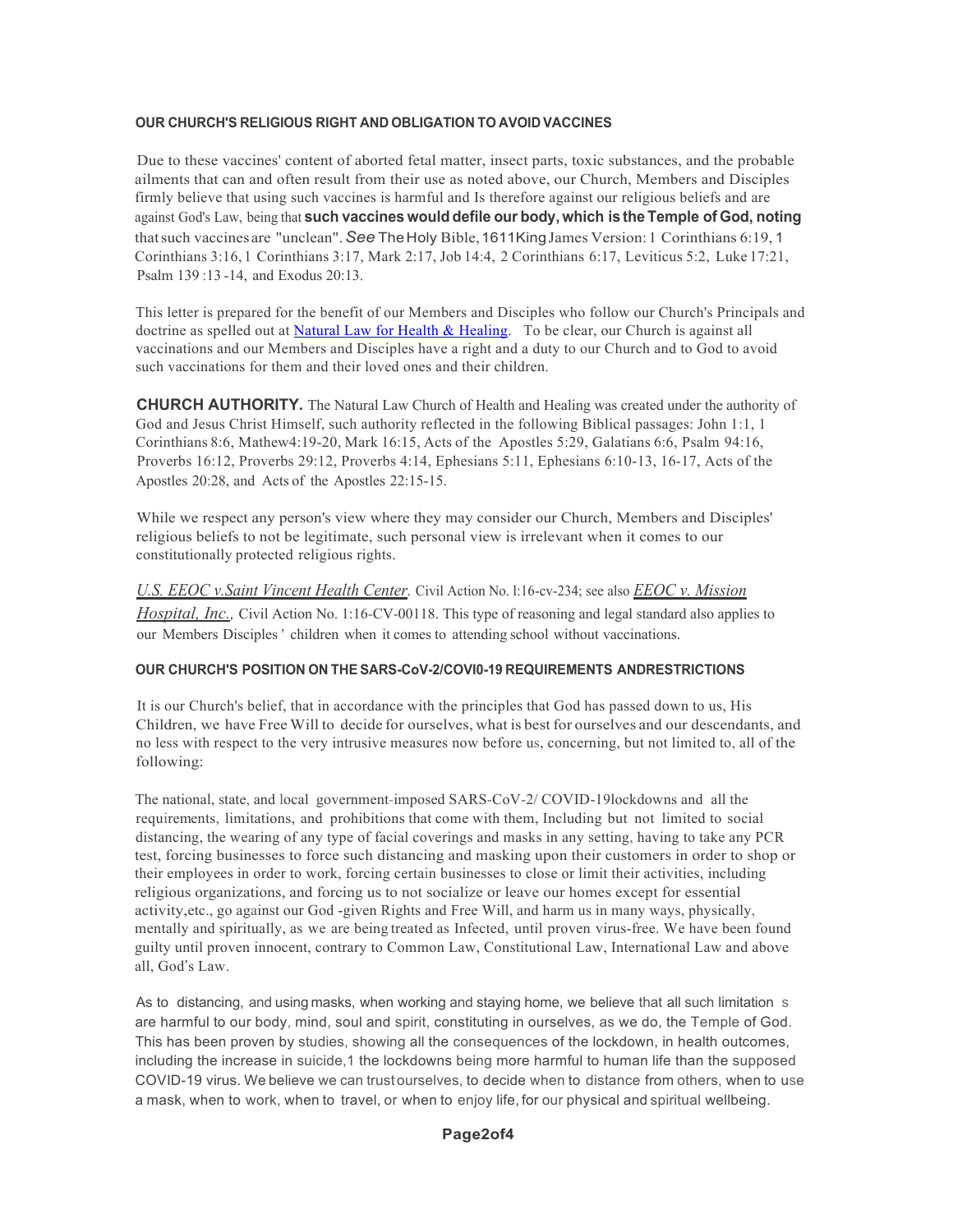#### OUR CHURCH'S RELIGIOUS RIGHT AND OBLIGATION TO AVOID VACCINES

Due to these vaccines' content of aborted fetal matter, insect parts, toxic substances, and the probable ailments that can and often result from their use as noted above, our Church, Members and Disciples firmly believe that using such vaccines is harmful and Is therefore against our religious beliefs and are against God's Law, being that **such vaccines would defile our body, which is the Temple of God, noting** that such vaccines are "unclean". *See* The Holy Bible, 1611 King James Version: 1 Corinthians 6:19, 1 Corinthians 3:16, 1 Corinthians 3:17, Mark 2:17, Job 14:4, 2 Corinthians 6:17, Leviticus 5:2, Luke 17:21, Psalm 139 :13 -14, and Exodus 20:13.

This letter is prepared for the benefit of our Members and Disciples who follow our Church's Principals and doctrine as spelled out at [Natural Law for Health & Healing](). To be clear, our Church is against all vaccinations and our Members and Disciples have a right and a duty to our Church and to God to avoid such vaccinations for them and their loved ones and their children.

**CHURCH AUTHORITY.** The Natural Law Church of Health and Healing was created under the authority of God and Jesus Christ Himself, such authority reflected in the following Biblical passages: John 1:1, 1 Corinthians 8:6, Mathew4:19-20, Mark 16:15, Acts of the Apostles 5:29, Galatians 6:6, Psalm 94:16, Proverbs 16:12, Proverbs 29:12, Proverbs 4:14, Ephesians 5:11, Ephesians 6:10-13, 16-17, Acts of the Apostles 20:28, and Acts of the Apostles 22:15-15.

While we respect any person's view where they may consider our Church, Members and Disciples' religious beliefs to not be legitimate, such personal view is irrelevant when it comes to our constitutionally protected religious rights.

*U.S. EEOC v.Saint Vincent Health Center*. Civil Action No. l:16-cv-234; see also *EEOC v. Mission Hospital, Inc.,* Civil Action No. 1:16-CV-00118. This type of reasoning and legal standard also applies to our Members Disciples ' children when it comes to attending school without vaccinations.

#### OUR CHURCH'S POSITION ON THE SARS-CoV-2/COVI0-19 REQUIREMENTS ANDRESTRICTIONS

It is our Church's belief, that in accordance with the principles that God has passed down to us, His Children, we have Free Will to decide for ourselves, what is best for ourselves and our descendants, and no less with respect to the very intrusive measures now before us, concerning, but not limited to, all of the following:

The national, state, and local government-imposed SARS-CoV-2/ COVID-19lockdowns and all the requirements, limitations, and prohibitions that come with them, Including but not limited to social distancing, the wearing of any type of facial coverings and masks in any setting, having to take any PCR test, forcing businesses to force such distancing and masking upon their customers in order to shop or their employees in order to work, forcing certain businesses to close or limit their activities, including religious organizations, and forcing us to not socialize or leave our homes except for essential activity,etc., go against our God -given Rights and Free Will, and harm us in many ways, physically, mentally and spiritually, as we are being treated as Infected, until proven virus-free. We have been found guilty until proven innocent, contrary to Common Law, Constitutional Law, International Law and above all, God's Law.

As to distancing, and using masks, when working and staying home, we believe that all such limitation s are harmful to our body, mind, soul and spirit, constituting in ourselves, as we do, the Temple of God. This has been proven by studies, showing all the consequences of the lockdown, in health outcomes, including the increase in suicide,[1] the lockdowns being more harmful to human life than the supposed COVID-19 virus. We believe we can trust ourselves, to decide when to distance from others, when to use a mask, when to work, when to travel, or when to enjoy life, for our physical and spiritual wellbeing.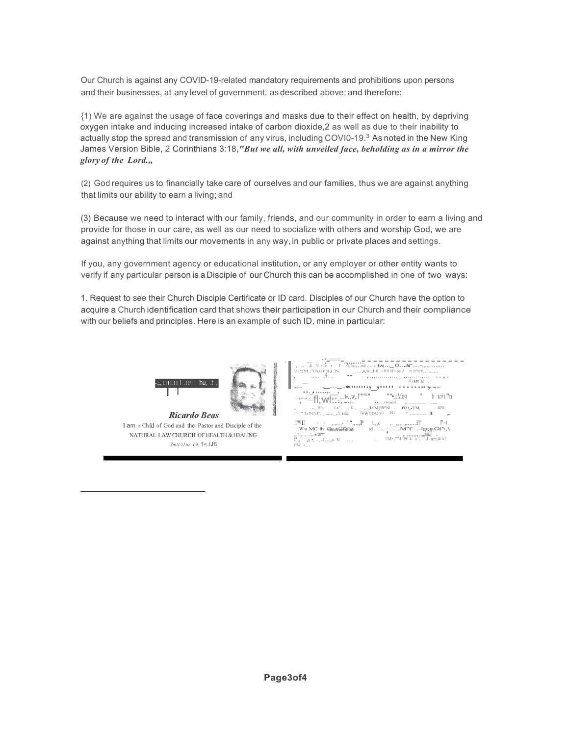Our Church is against any COVID-19-related mandatory requirements and prohibitions upon persons and their businesses, at any level of government, as described above; and therefore:

{1) We are against the usage of face coverings and masks due to their effect on health, by depriving oxygen intake and inducing increased intake of carbon dioxide,[2] as well as due to their inability to actually stop the spread and transmission of any virus, including COVI0-19.[3] As noted in the New King James Version Bible, 2 Corinthians 3:18, ***"But we all, with unveiled face, beholding as in a mirror the glory of the Lord.,,***

(2) God requires us to financially take care of ourselves and our families, thus we are against anything that limits our ability to earn a living; and

(3) Because we need to interact with our family, friends, and our community in order to earn a living and provide for those in our care, as well as our need to socialize with others and worship God, we are against anything that limits our movements in any way, in public or private places and settings.

If you, any government agency or educational institution, or any employer or other entity wants to verify if any particular person is a Disciple of our Church this can be accomplished in one of two ways:

1. Request to see their Church Disciple Certificate or ID card. Disciples of our Church have the option to acquire a Church identification card that shows their participation in our Church and their compliance with our beliefs and principles. Here is an example of such ID, mine in particular:

***Ricardo Beas***

I am a Child of God and the Pastor and Disciple of the NATURAL LAW CHURCH OF HEALTH & HEALING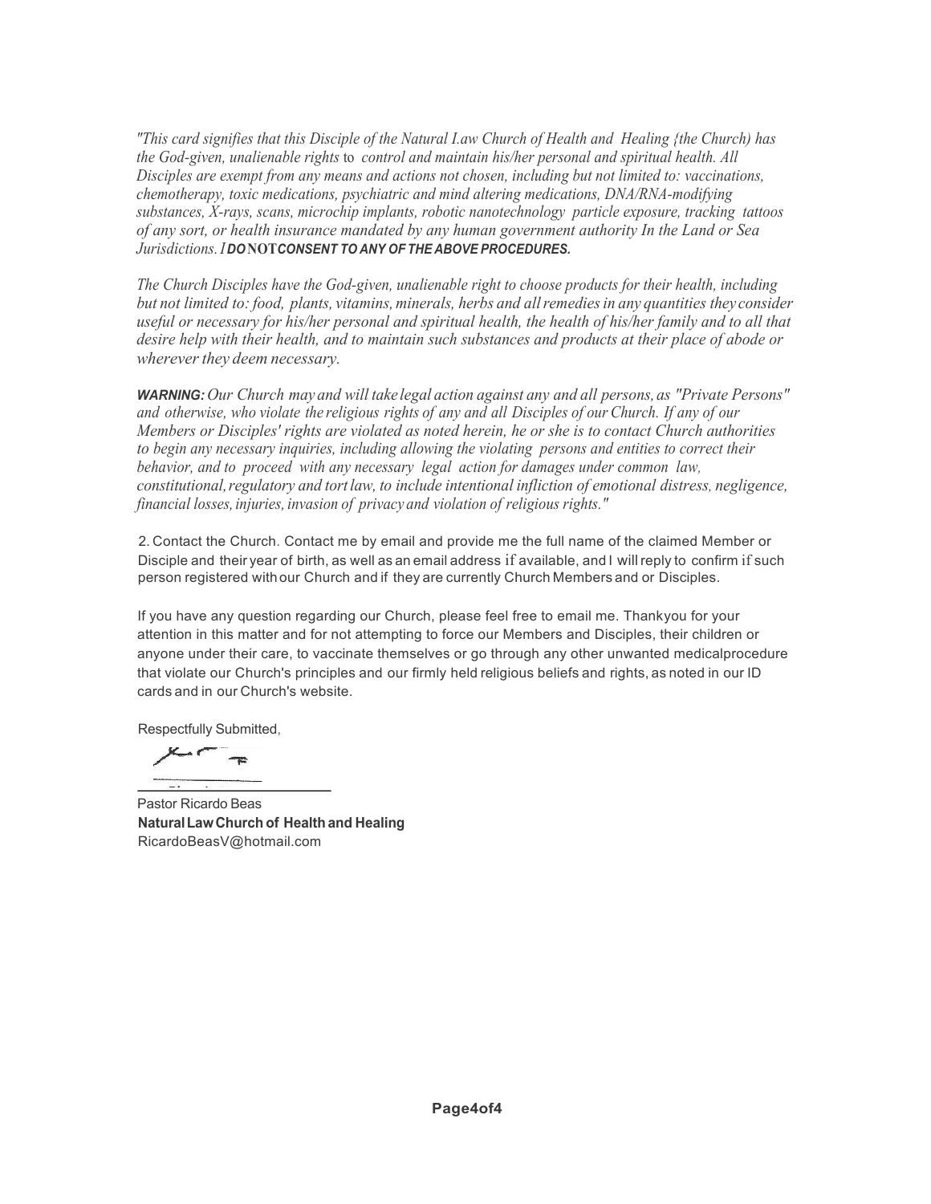*"This card signifies that this Disciple of the Natural I.aw Church of Health and Healing {the Church) has the God-given, unalienable rights* to *control and maintain his/her personal and spiritual health. All Disciples are exempt from any means and actions not chosen, including but not limited to: vaccinations, chemotherapy, toxic medications, psychiatric and mind altering medications, DNA/RNA-modifying substances, X-rays, scans, microchip implants, robotic nanotechnology particle exposure, tracking tattoos of any sort, or health insurance mandated by any human government authority In the Land or Sea Jurisdictions. I* ***DO NOT CONSENT TO ANY OF THE ABOVE PROCEDURES.***

*The Church Disciples have the God-given, unalienable right to choose products for their health, including but not limited to: food, plants, vitamins, minerals, herbs and all remedies in any quantities they consider useful or necessary for his/her personal and spiritual health, the health of his/her family and to all that desire help with their health, and to maintain such substances and products at their place of abode or wherever they deem necessary.*

***WARNING:*** *Our Church may and will take legal action against any and all persons, as "Private Persons" and otherwise, who violate the religious rights of any and all Disciples of our Church. If any of our Members or Disciples' rights are violated as noted herein, he or she is to contact Church authorities to begin any necessary inquiries, including allowing the violating persons and entities to correct their behavior, and to proceed with any necessary legal action for damages under common law, constitutional, regulatory and tort law, to include intentional infliction of emotional distress, negligence, financial losses, injuries, invasion of privacy and violation of religious rights."*

2. Contact the Church. Contact me by email and provide me the full name of the claimed Member or Disciple and their year of birth, as well as an email address if available, and I will reply to confirm if such person registered with our Church and if they are currently Church Members and or Disciples.

If you have any question regarding our Church, please feel free to email me. Thankyou for your attention in this matter and for not attempting to force our Members and Disciples, their children or anyone under their care, to vaccinate themselves or go through any other unwanted medicalprocedure that violate our Church's principles and our firmly held religious beliefs and rights, as noted in our ID cards and in our Church's website.

Respectfully Submitted,

Pastor Ricardo Beas
**Natural Law Church of Health and Healing**
RicardoBeasV@hotmail.com